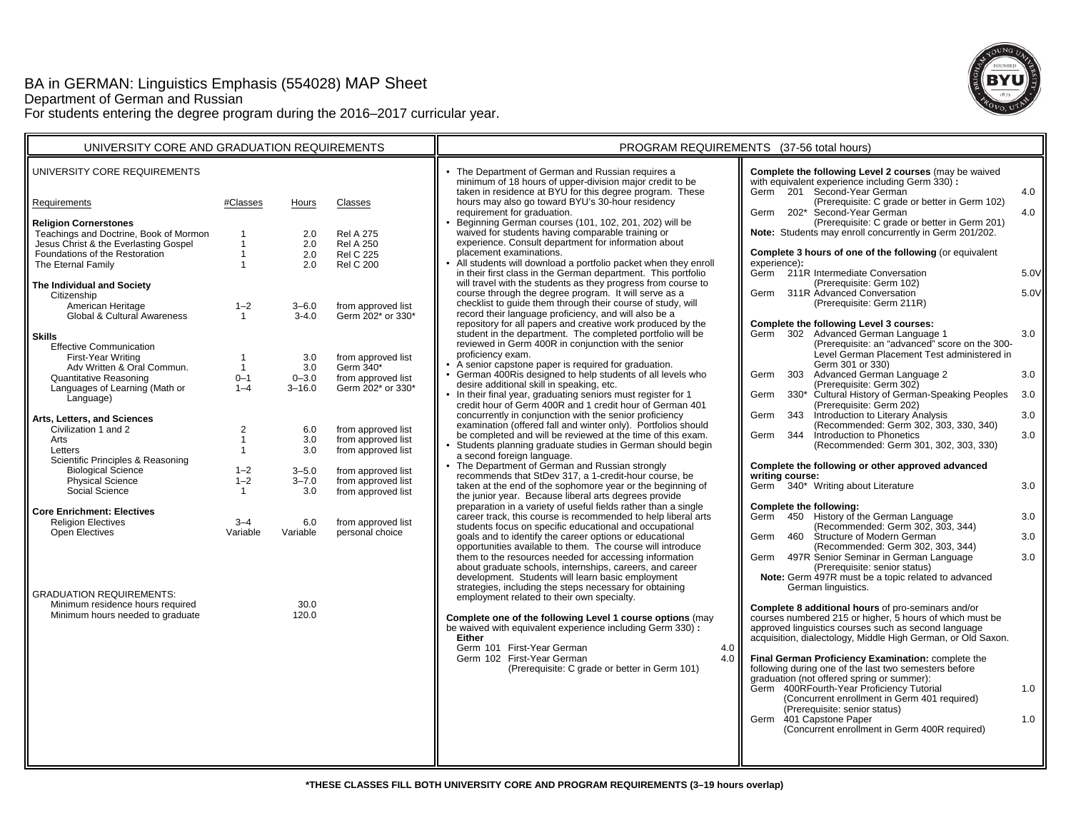# BA in GERMAN: Linguistics Emphasis (554028) MAP Sheet

Department of German and Russian

For students entering the degree program during the 2016–2017 curricular year.

## UNIVERSITY CORE AND GRADUATION REQUIREMENTS

### UNIVERSITY CORE REQUIREMENTS

| Requirements | #Classes | Hours | Classes |
|---|---|---|---|
| **Religion Cornerstones** | | | |
| Teachings and Doctrine, Book of Mormon | 1 | 2.0 | Rel A 275 |
| Jesus Christ & the Everlasting Gospel | 1 | 2.0 | Rel A 250 |
| Foundations of the Restoration | 1 | 2.0 | Rel C 225 |
| The Eternal Family | 1 | 2.0 | Rel C 200 |
| **The Individual and Society** | | | |
| Citizenship | | | |
| American Heritage | 1–2 | 3–6.0 | from approved list |
| Global & Cultural Awareness | 1 | 3-4.0 | Germ 202* or 330* |
| **Skills** | | | |
| Effective Communication | | | |
| First-Year Writing | 1 | 3.0 | from approved list |
| Adv Written & Oral Commun. | 1 | 3.0 | Germ 340* |
| Quantitative Reasoning | 0–1 | 0–3.0 | from approved list |
| Languages of Learning (Math or Language) | 1–4 | 3–16.0 | Germ 202* or 330* |
| **Arts, Letters, and Sciences** | | | |
| Civilization 1 and 2 | 2 | 6.0 | from approved list |
| Arts | 1 | 3.0 | from approved list |
| Letters | 1 | 3.0 | from approved list |
| Scientific Principles & Reasoning | | | |
| Biological Science | 1–2 | 3–5.0 | from approved list |
| Physical Science | 1–2 | 3–7.0 | from approved list |
| Social Science | 1 | 3.0 | from approved list |
| **Core Enrichment: Electives** | | | |
| Religion Electives | 3–4 | 6.0 | from approved list |
| Open Electives | Variable | Variable | personal choice |

### GRADUATION REQUIREMENTS:

| | | |
|---|---|---|
| Minimum residence hours required | | 30.0 |
| Minimum hours needed to graduate | | 120.0 |

## PROGRAM REQUIREMENTS (37-56 total hours)

- The Department of German and Russian requires a minimum of 18 hours of upper-division major credit to be taken in residence at BYU for this degree program. These hours may also go toward BYU's 30-hour residency requirement for graduation.
- Beginning German courses (101, 102, 201, 202) will be waived for students having comparable training or experience. Consult department for information about placement examinations.
- All students will download a portfolio packet when they enroll in their first class in the German department. This portfolio will travel with the students as they progress from course to course through the degree program. It will serve as a checklist to guide them through their course of study, will record their language proficiency, and will also be a repository for all papers and creative work produced by the student in the department. The completed portfolio will be reviewed in Germ 400R in conjunction with the senior proficiency exam.
- A senior capstone paper is required for graduation.
- German 400Ris designed to help students of all levels who desire additional skill in speaking, etc.
- In their final year, graduating seniors must register for 1 credit hour of Germ 400R and 1 credit hour of German 401 concurrently in conjunction with the senior proficiency examination (offered fall and winter only). Portfolios should be completed and will be reviewed at the time of this exam.
- Students planning graduate studies in German should begin a second foreign language.
- The Department of German and Russian strongly recommends that StDev 317, a 1-credit-hour course, be taken at the end of the sophomore year or the beginning of the junior year. Because liberal arts degrees provide preparation in a variety of useful fields rather than a single career track, this course is recommended to help liberal arts students focus on specific educational and occupational goals and to identify the career options or educational opportunities available to them. The course will introduce them to the resources needed for accessing information about graduate schools, internships, careers, and career development. Students will learn basic employment strategies, including the steps necessary for obtaining employment related to their own specialty.

**Complete one of the following Level 1 course options** (may be waived with equivalent experience including Germ 330) **:**

**Either**

| | | | |
|---|---|---|---|
| Germ 101 | First-Year German | | 4.0 |
| Germ 102 | First-Year German (Prerequisite: C grade or better in Germ 101) | | 4.0 |

**Complete the following Level 2 courses** (may be waived with equivalent experience including Germ 330) **:**

| | | | |
|---|---|---|---|
| Germ | 201 | Second-Year German (Prerequisite: C grade or better in Germ 102) | 4.0 |
| Germ | 202* | Second-Year German (Prerequisite: C grade or better in Germ 201) | 4.0 |

**Note:** Students may enroll concurrently in Germ 201/202.

**Complete 3 hours of one of the following** (or equivalent experience)**:**

| | | | |
|---|---|---|---|
| Germ | 211R | Intermediate Conversation (Prerequisite: Germ 102) | 5.0V |
| Germ | 311R | Advanced Conversation (Prerequisite: Germ 211R) | 5.0V |

**Complete the following Level 3 courses:**

| | | | |
|---|---|---|---|
| Germ | 302 | Advanced German Language 1 (Prerequisite: an "advanced" score on the 300-Level German Placement Test administered in Germ 301 or 330) | 3.0 |
| Germ | 303 | Advanced German Language 2 (Prerequisite: Germ 302) | 3.0 |
| Germ | 330* | Cultural History of German-Speaking Peoples (Prerequisite: Germ 202) | 3.0 |
| Germ | 343 | Introduction to Literary Analysis (Recommended: Germ 302, 303, 330, 340) | 3.0 |
| Germ | 344 | Introduction to Phonetics (Recommended: Germ 301, 302, 303, 330) | 3.0 |

**Complete the following or other approved advanced writing course:**

| | | | |
|---|---|---|---|
| Germ | 340* | Writing about Literature | 3.0 |

**Complete the following:**

| | | | |
|---|---|---|---|
| Germ | 450 | History of the German Language (Recommended: Germ 302, 303, 344) | 3.0 |
| Germ | 460 | Structure of Modern German (Recommended: Germ 302, 303, 344) | 3.0 |
| Germ | 497R | Senior Seminar in German Language (Prerequisite: senior status) | 3.0 |

**Note:** Germ 497R must be a topic related to advanced German linguistics.

**Complete 8 additional hours** of pro-seminars and/or courses numbered 215 or higher, 5 hours of which must be approved linguistics courses such as second language acquisition, dialectology, Middle High German, or Old Saxon.

**Final German Proficiency Examination:** complete the following during one of the last two semesters before graduation (not offered spring or summer):

| | | | |
|---|---|---|---|
| Germ | 400R | Fourth-Year Proficiency Tutorial (Concurrent enrollment in Germ 401 required) (Prerequisite: senior status) | 1.0 |
| Germ | 401 | Capstone Paper (Concurrent enrollment in Germ 400R required) | 1.0 |

**\*THESE CLASSES FILL BOTH UNIVERSITY CORE AND PROGRAM REQUIREMENTS (3–19 hours overlap)**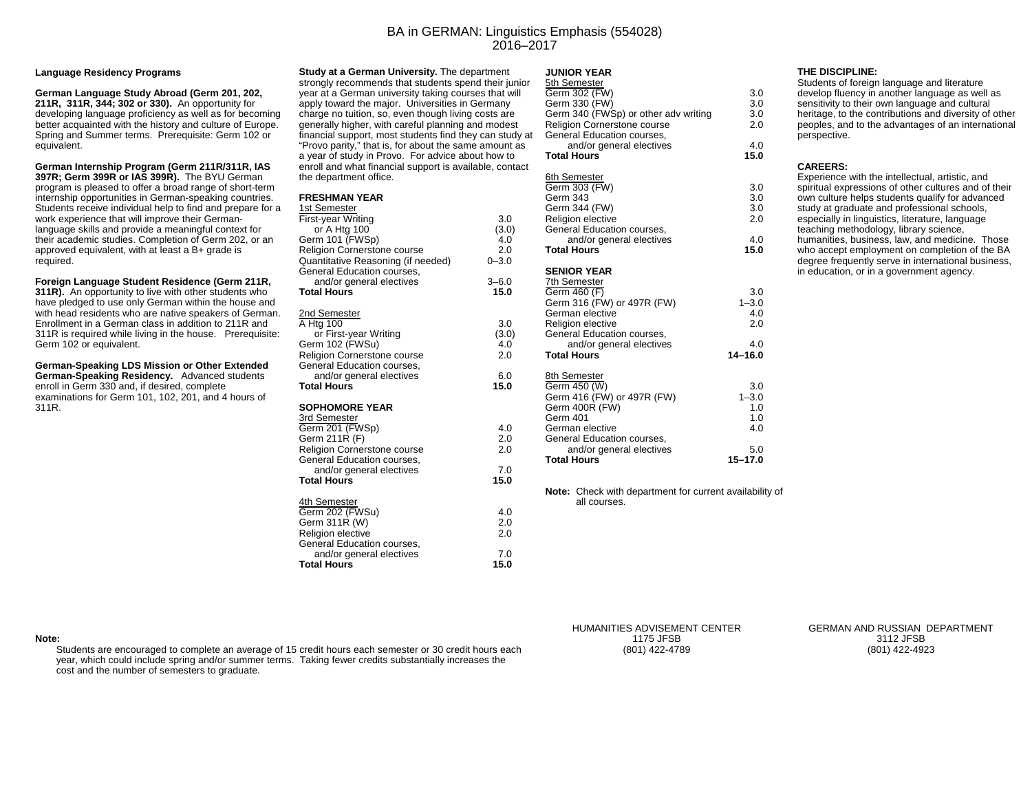# BA in GERMAN: Linguistics Emphasis (554028)
## 2016–2017

### Language Residency Programs

**German Language Study Abroad (Germ 201, 202, 211R, 311R, 344; 302 or 330).** An opportunity for developing language proficiency as well as for becoming better acquainted with the history and culture of Europe. Spring and Summer terms. Prerequisite: Germ 102 or equivalent.

**German Internship Program (Germ 211R/311R, IAS 397R; Germ 399R or IAS 399R).** The BYU German program is pleased to offer a broad range of short-term internship opportunities in German-speaking countries. Students receive individual help to find and prepare for a work experience that will improve their German-language skills and provide a meaningful context for their academic studies. Completion of Germ 202, or an approved equivalent, with at least a B+ grade is required.

**Foreign Language Student Residence (Germ 211R, 311R).** An opportunity to live with other students who have pledged to use only German within the house and with head residents who are native speakers of German. Enrollment in a German class in addition to 211R and 311R is required while living in the house. Prerequisite: Germ 102 or equivalent.

**German-Speaking LDS Mission or Other Extended German-Speaking Residency.** Advanced students enroll in Germ 330 and, if desired, complete examinations for Germ 101, 102, 201, and 4 hours of 311R.

**Study at a German University.** The department strongly recommends that students spend their junior year at a German university taking courses that will apply toward the major. Universities in Germany charge no tuition, so, even though living costs are generally higher, with careful planning and modest financial support, most students find they can study at "Provo parity," that is, for about the same amount as a year of study in Provo. For advice about how to enroll and what financial support is available, contact the department office.

### FRESHMAN YEAR

| 1st Semester | |
|---|---|
| First-year Writing | 3.0 |
| or A Htg 100 | (3.0) |
| Germ 101 (FWSp) | 4.0 |
| Religion Cornerstone course | 2.0 |
| Quantitative Reasoning (if needed) | 0–3.0 |
| General Education courses, and/or general electives | 3–6.0 |
| **Total Hours** | **15.0** |

| 2nd Semester | |
|---|---|
| A Htg 100 | 3.0 |
| or First-year Writing | (3.0) |
| Germ 102 (FWSu) | 4.0 |
| Religion Cornerstone course | 2.0 |
| General Education courses, and/or general electives | 6.0 |
| **Total Hours** | **15.0** |

### SOPHOMORE YEAR

| 3rd Semester | |
|---|---|
| Germ 201 (FWSp) | 4.0 |
| Germ 211R (F) | 2.0 |
| Religion Cornerstone course | 2.0 |
| General Education courses, and/or general electives | 7.0 |
| **Total Hours** | **15.0** |

| 4th Semester | |
|---|---|
| Germ 202 (FWSu) | 4.0 |
| Germ 311R (W) | 2.0 |
| Religion elective | 2.0 |
| General Education courses, and/or general electives | 7.0 |
| **Total Hours** | **15.0** |

### JUNIOR YEAR

| 5th Semester | |
|---|---|
| Germ 302 (FW) | 3.0 |
| Germ 330 (FW) | 3.0 |
| Germ 340 (FWSp) or other adv writing | 3.0 |
| Religion Cornerstone course | 2.0 |
| General Education courses, and/or general electives | 4.0 |
| **Total Hours** | **15.0** |

| 6th Semester | |
|---|---|
| Germ 303 (FW) | 3.0 |
| Germ 343 | 3.0 |
| Germ 344 (FW) | 3.0 |
| Religion elective | 2.0 |
| General Education courses, and/or general electives | 4.0 |
| **Total Hours** | **15.0** |

### SENIOR YEAR

| 7th Semester | |
|---|---|
| Germ 460 (F) | 3.0 |
| Germ 316 (FW) or 497R (FW) | 1–3.0 |
| German elective | 4.0 |
| Religion elective | 2.0 |
| General Education courses, and/or general electives | 4.0 |
| **Total Hours** | **14–16.0** |

| 8th Semester | |
|---|---|
| Germ 450 (W) | 3.0 |
| Germ 416 (FW) or 497R (FW) | 1–3.0 |
| Germ 400R (FW) | 1.0 |
| Germ 401 | 1.0 |
| German elective | 4.0 |
| General Education courses, and/or general electives | 5.0 |
| **Total Hours** | **15–17.0** |

**Note:** Check with department for current availability of all courses.

### THE DISCIPLINE:

Students of foreign language and literature develop fluency in another language as well as sensitivity to their own language and cultural heritage, to the contributions and diversity of other peoples, and to the advantages of an international perspective.

### CAREERS:

Experience with the intellectual, artistic, and spiritual expressions of other cultures and of their own culture helps students qualify for advanced study at graduate and professional schools, especially in linguistics, literature, language teaching methodology, library science, humanities, business, law, and medicine. Those who accept employment on completion of the BA degree frequently serve in international business, in education, or in a government agency.

**Note:**
Students are encouraged to complete an average of 15 credit hours each semester or 30 credit hours each year, which could include spring and/or summer terms. Taking fewer credits substantially increases the cost and the number of semesters to graduate.

HUMANITIES ADVISEMENT CENTER
1175 JFSB
(801) 422-4789

GERMAN AND RUSSIAN DEPARTMENT
3112 JFSB
(801) 422-4923